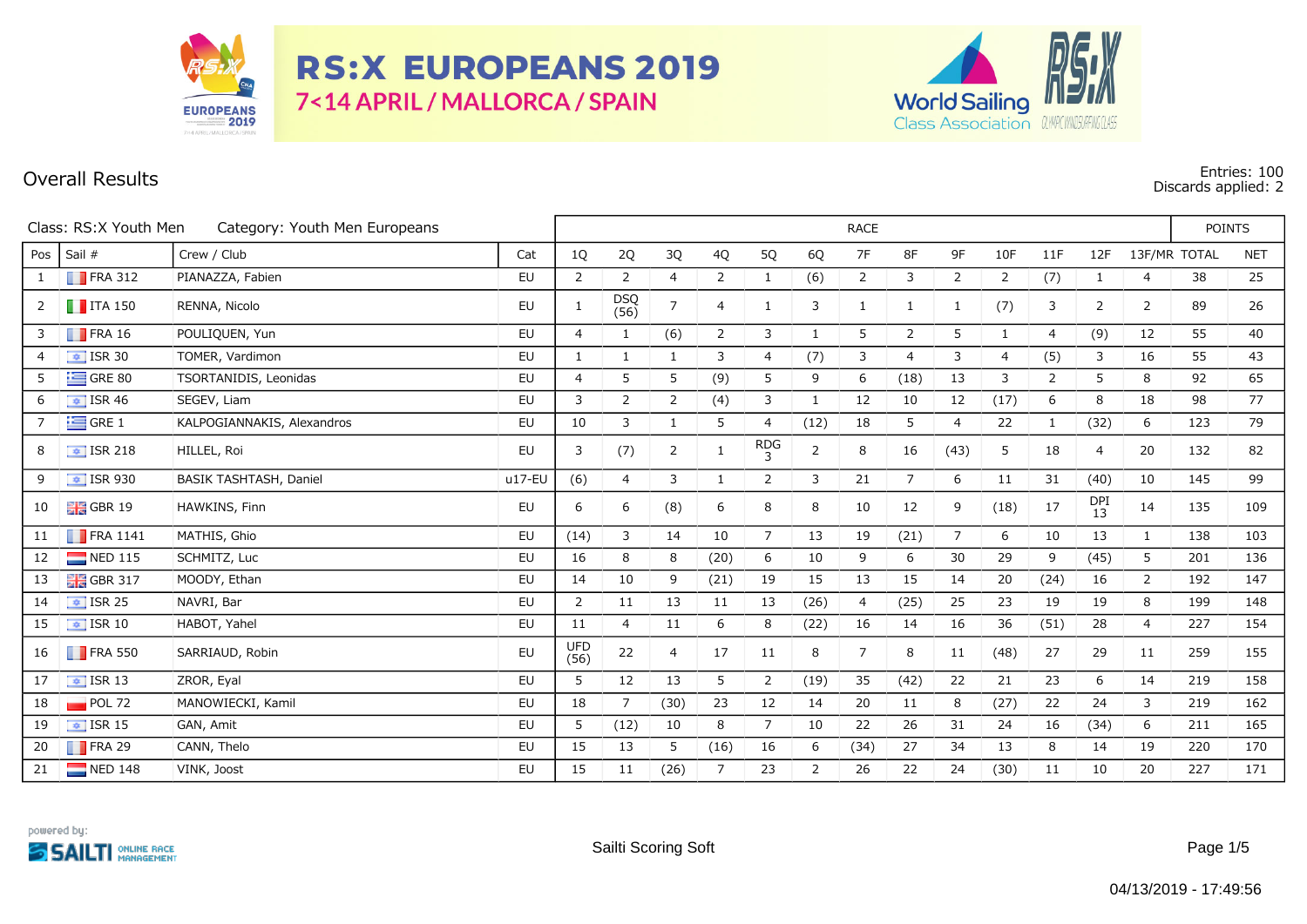# RS:X EUROPEANS 2019

7<14 APRIL / MALLORCA / SPAIN

## Overall Results

Entries: 100
Discards applied: 2

Class: RS:X Youth Men    Category: Youth Men Europeans

| Pos | Sail # | Crew / Club | Cat | 1Q | 2Q | 3Q | 4Q | 5Q | 6Q | 7F | 8F | 9F | 10F | 11F | 12F | 13F/MR | TOTAL | NET |
|---|---|---|---|---|---|---|---|---|---|---|---|---|---|---|---|---|---|---|
| 1 | FRA 312 | PIANAZZA, Fabien | EU | 2 | 2 | 4 | 2 | 1 | (6) | 2 | 3 | 2 | 2 | (7) | 1 | 4 | 38 | 25 |
| 2 | ITA 150 | RENNA, Nicolo | EU | 1 | DSQ (56) | 7 | 4 | 1 | 3 | 1 | 1 | 1 | (7) | 3 | 2 | 2 | 89 | 26 |
| 3 | FRA 16 | POULIQUEN, Yun | EU | 4 | 1 | (6) | 2 | 3 | 1 | 5 | 2 | 5 | 1 | 4 | (9) | 12 | 55 | 40 |
| 4 | ISR 30 | TOMER, Vardimon | EU | 1 | 1 | 1 | 3 | 4 | (7) | 3 | 4 | 3 | 4 | (5) | 3 | 16 | 55 | 43 |
| 5 | GRE 80 | TSORTANIDIS, Leonidas | EU | 4 | 5 | 5 | (9) | 5 | 9 | 6 | (18) | 13 | 3 | 2 | 5 | 8 | 92 | 65 |
| 6 | ISR 46 | SEGEV, Liam | EU | 3 | 2 | 2 | (4) | 3 | 1 | 12 | 10 | 12 | (17) | 6 | 8 | 18 | 98 | 77 |
| 7 | GRE 1 | KALPOGIANNAKIS, Alexandros | EU | 10 | 3 | 1 | 5 | 4 | (12) | 18 | 5 | 4 | 22 | 1 | (32) | 6 | 123 | 79 |
| 8 | ISR 218 | HILLEL, Roi | EU | 3 | (7) | 2 | 1 | RDG 3 | 2 | 8 | 16 | (43) | 5 | 18 | 4 | 20 | 132 | 82 |
| 9 | ISR 930 | BASIK TASHTASH, Daniel | u17-EU | (6) | 4 | 3 | 1 | 2 | 3 | 21 | 7 | 6 | 11 | 31 | (40) | 10 | 145 | 99 |
| 10 | GBR 19 | HAWKINS, Finn | EU | 6 | 6 | (8) | 6 | 8 | 8 | 10 | 12 | 9 | (18) | 17 | DPI 13 | 14 | 135 | 109 |
| 11 | FRA 1141 | MATHIS, Ghio | EU | (14) | 3 | 14 | 10 | 7 | 13 | 19 | (21) | 7 | 6 | 10 | 13 | 1 | 138 | 103 |
| 12 | NED 115 | SCHMITZ, Luc | EU | 16 | 8 | 8 | (20) | 6 | 10 | 9 | 6 | 30 | 29 | 9 | (45) | 5 | 201 | 136 |
| 13 | GBR 317 | MOODY, Ethan | EU | 14 | 10 | 9 | (21) | 19 | 15 | 13 | 15 | 14 | 20 | (24) | 16 | 2 | 192 | 147 |
| 14 | ISR 25 | NAVRI, Bar | EU | 2 | 11 | 13 | 11 | 13 | (26) | 4 | (25) | 25 | 23 | 19 | 19 | 8 | 199 | 148 |
| 15 | ISR 10 | HABOT, Yahel | EU | 11 | 4 | 11 | 6 | 8 | (22) | 16 | 14 | 16 | 36 | (51) | 28 | 4 | 227 | 154 |
| 16 | FRA 550 | SARRIAUD, Robin | EU | UFD (56) | 22 | 4 | 17 | 11 | 8 | 7 | 8 | 11 | (48) | 27 | 29 | 11 | 259 | 155 |
| 17 | ISR 13 | ZROR, Eyal | EU | 5 | 12 | 13 | 5 | 2 | (19) | 35 | (42) | 22 | 21 | 23 | 6 | 14 | 219 | 158 |
| 18 | POL 72 | MANOWIECKI, Kamil | EU | 18 | 7 | (30) | 23 | 12 | 14 | 20 | 11 | 8 | (27) | 22 | 24 | 3 | 219 | 162 |
| 19 | ISR 15 | GAN, Amit | EU | 5 | (12) | 10 | 8 | 7 | 10 | 22 | 26 | 31 | 24 | 16 | (34) | 6 | 211 | 165 |
| 20 | FRA 29 | CANN, Thelo | EU | 15 | 13 | 5 | (16) | 16 | 6 | (34) | 27 | 34 | 13 | 8 | 14 | 19 | 220 | 170 |
| 21 | NED 148 | VINK, Joost | EU | 15 | 11 | (26) | 7 | 23 | 2 | 26 | 22 | 24 | (30) | 11 | 10 | 20 | 227 | 171 |

powered by: SAILTI ONLINE RACE MANAGEMENT

Sailti Scoring Soft

04/13/2019 - 17:49:56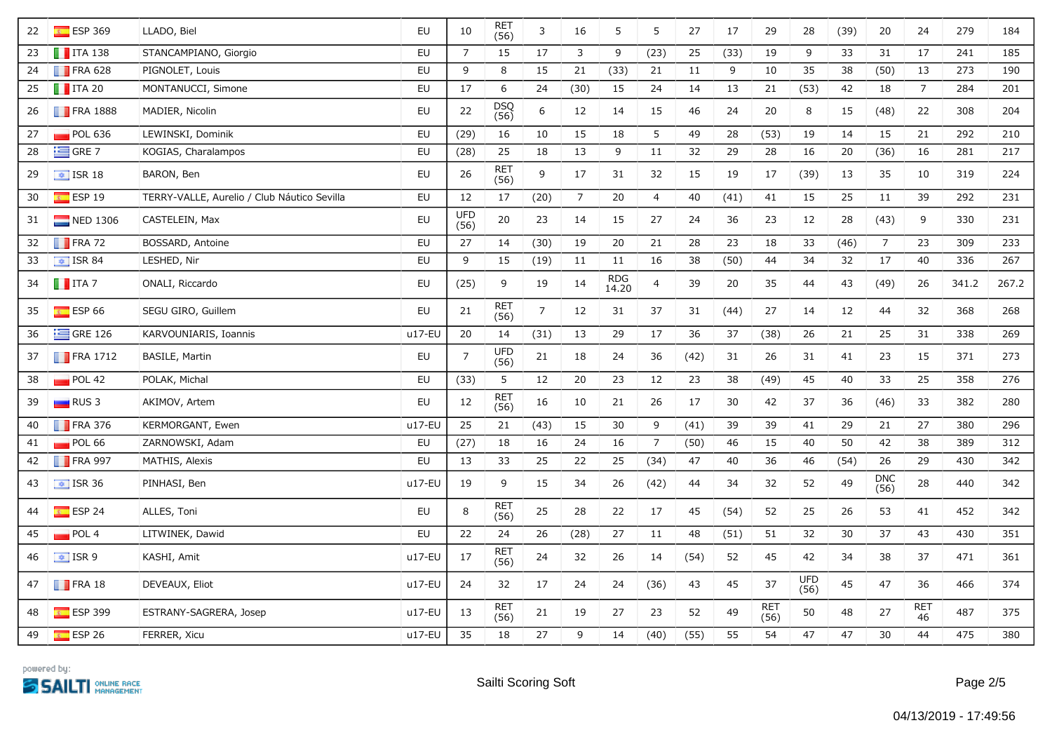| 22 | ESP 369 | LLADO, Biel | EU | 10 | RET (56) | 3 | 16 | 5 | 5 | 27 | 17 | 29 | 28 | (39) | 20 | 24 | 279 | 184 |
|---|---|---|---|---|---|---|---|---|---|---|---|---|---|---|---|---|---|---|
| 23 | ITA 138 | STANCAMPIANO, Giorgio | EU | 7 | 15 | 17 | 3 | 9 | (23) | 25 | (33) | 19 | 9 | 33 | 31 | 17 | 241 | 185 |
| 24 | FRA 628 | PIGNOLET, Louis | EU | 9 | 8 | 15 | 21 | (33) | 21 | 11 | 9 | 10 | 35 | 38 | (50) | 13 | 273 | 190 |
| 25 | ITA 20 | MONTANUCCI, Simone | EU | 17 | 6 | 24 | (30) | 15 | 24 | 14 | 13 | 21 | (53) | 42 | 18 | 7 | 284 | 201 |
| 26 | FRA 1888 | MADIER, Nicolin | EU | 22 | DSQ (56) | 6 | 12 | 14 | 15 | 46 | 24 | 20 | 8 | 15 | (48) | 22 | 308 | 204 |
| 27 | POL 636 | LEWINSKI, Dominik | EU | (29) | 16 | 10 | 15 | 18 | 5 | 49 | 28 | (53) | 19 | 14 | 15 | 21 | 292 | 210 |
| 28 | GRE 7 | KOGIAS, Charalampos | EU | (28) | 25 | 18 | 13 | 9 | 11 | 32 | 29 | 28 | 16 | 20 | (36) | 16 | 281 | 217 |
| 29 | ISR 18 | BARON, Ben | EU | 26 | RET (56) | 9 | 17 | 31 | 32 | 15 | 19 | 17 | (39) | 13 | 35 | 10 | 319 | 224 |
| 30 | ESP 19 | TERRY-VALLE, Aurelio / Club Náutico Sevilla | EU | 12 | 17 | (20) | 7 | 20 | 4 | 40 | (41) | 41 | 15 | 25 | 11 | 39 | 292 | 231 |
| 31 | NED 1306 | CASTELEIN, Max | EU | UFD (56) | 20 | 23 | 14 | 15 | 27 | 24 | 36 | 23 | 12 | 28 | (43) | 9 | 330 | 231 |
| 32 | FRA 72 | BOSSARD, Antoine | EU | 27 | 14 | (30) | 19 | 20 | 21 | 28 | 23 | 18 | 33 | (46) | 7 | 23 | 309 | 233 |
| 33 | ISR 84 | LESHED, Nir | EU | 9 | 15 | (19) | 11 | 11 | 16 | 38 | (50) | 44 | 34 | 32 | 17 | 40 | 336 | 267 |
| 34 | ITA 7 | ONALI, Riccardo | EU | (25) | 9 | 19 | 14 | RDG 14.20 | 4 | 39 | 20 | 35 | 44 | 43 | (49) | 26 | 341.2 | 267.2 |
| 35 | ESP 66 | SEGU GIRO, Guillem | EU | 21 | RET (56) | 7 | 12 | 31 | 37 | 31 | (44) | 27 | 14 | 12 | 44 | 32 | 368 | 268 |
| 36 | GRE 126 | KARVOUNIARIS, Ioannis | u17-EU | 20 | 14 | (31) | 13 | 29 | 17 | 36 | 37 | (38) | 26 | 21 | 25 | 31 | 338 | 269 |
| 37 | FRA 1712 | BASILE, Martin | EU | 7 | UFD (56) | 21 | 18 | 24 | 36 | (42) | 31 | 26 | 31 | 41 | 23 | 15 | 371 | 273 |
| 38 | POL 42 | POLAK, Michal | EU | (33) | 5 | 12 | 20 | 23 | 12 | 23 | 38 | (49) | 45 | 40 | 33 | 25 | 358 | 276 |
| 39 | RUS 3 | AKIMOV, Artem | EU | 12 | RET (56) | 16 | 10 | 21 | 26 | 17 | 30 | 42 | 37 | 36 | (46) | 33 | 382 | 280 |
| 40 | FRA 376 | KERMORGANT, Ewen | u17-EU | 25 | 21 | (43) | 15 | 30 | 9 | (41) | 39 | 39 | 41 | 29 | 21 | 27 | 380 | 296 |
| 41 | POL 66 | ZARNOWSKI, Adam | EU | (27) | 18 | 16 | 24 | 16 | 7 | (50) | 46 | 15 | 40 | 50 | 42 | 38 | 389 | 312 |
| 42 | FRA 997 | MATHIS, Alexis | EU | 13 | 33 | 25 | 22 | 25 | (34) | 47 | 40 | 36 | 46 | (54) | 26 | 29 | 430 | 342 |
| 43 | ISR 36 | PINHASI, Ben | u17-EU | 19 | 9 | 15 | 34 | 26 | (42) | 44 | 34 | 32 | 52 | 49 | DNC (56) | 28 | 440 | 342 |
| 44 | ESP 24 | ALLES, Toni | EU | 8 | RET (56) | 25 | 28 | 22 | 17 | 45 | (54) | 52 | 25 | 26 | 53 | 41 | 452 | 342 |
| 45 | POL 4 | LITWINEK, Dawid | EU | 22 | 24 | 26 | (28) | 27 | 11 | 48 | (51) | 51 | 32 | 30 | 37 | 43 | 430 | 351 |
| 46 | ISR 9 | KASHI, Amit | u17-EU | 17 | RET (56) | 24 | 32 | 26 | 14 | (54) | 52 | 45 | 42 | 34 | 38 | 37 | 471 | 361 |
| 47 | FRA 18 | DEVEAUX, Eliot | u17-EU | 24 | 32 | 17 | 24 | 24 | (36) | 43 | 45 | 37 | UFD (56) | 45 | 47 | 36 | 466 | 374 |
| 48 | ESP 399 | ESTRANY-SAGRERA, Josep | u17-EU | 13 | RET (56) | 21 | 19 | 27 | 23 | 52 | 49 | RET (56) | 50 | 48 | 27 | RET 46 | 487 | 375 |
| 49 | ESP 26 | FERRER, Xicu | u17-EU | 35 | 18 | 27 | 9 | 14 | (40) | (55) | 55 | 54 | 47 | 47 | 30 | 44 | 475 | 380 |

powered by: SAILTI ONLINE RACE MANAGEMENT

Sailti Scoring Soft

04/13/2019 - 17:49:56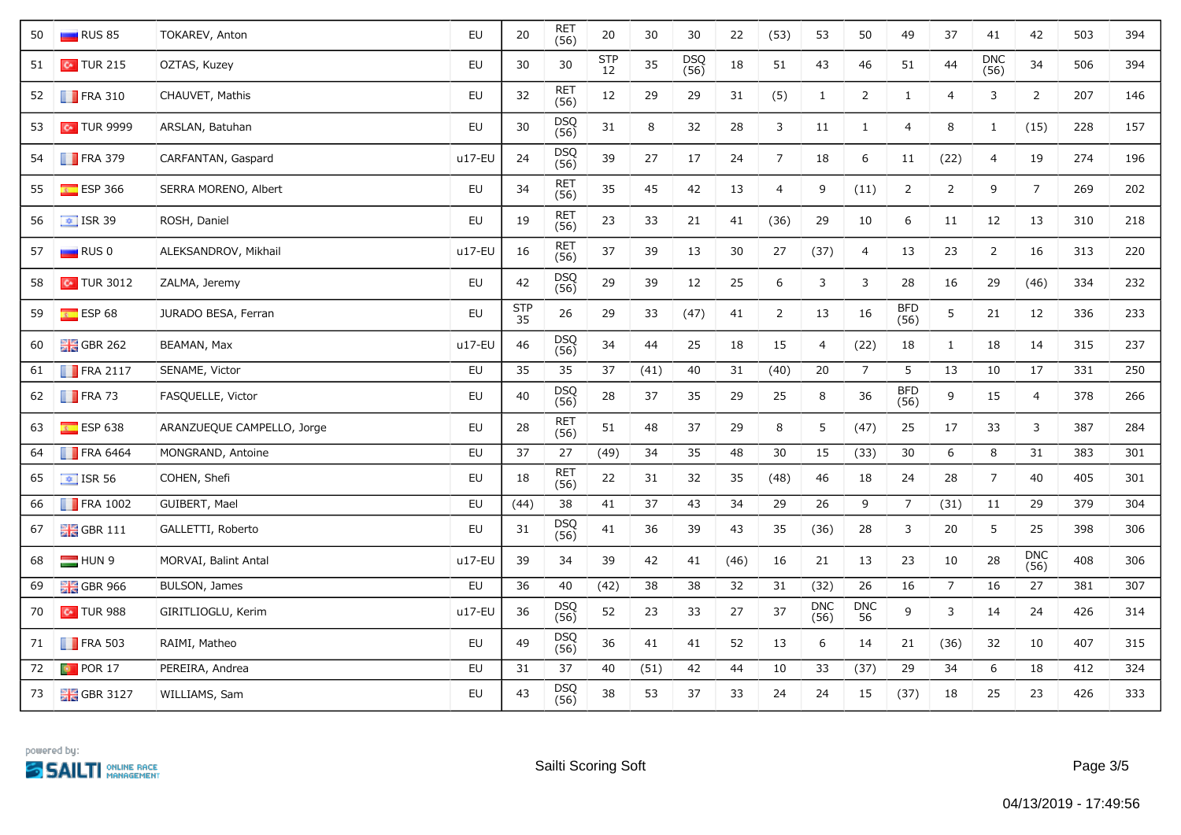| 50 | RUS 85 | TOKAREV, Anton | EU | 20 | RET (56) | 20 | 30 | 30 | 22 | (53) | 53 | 50 | 49 | 37 | 41 | 42 | 503 | 394 |
|---|---|---|---|---|---|---|---|---|---|---|---|---|---|---|---|---|---|---|
| 51 | TUR 215 | OZTAS, Kuzey | EU | 30 | 30 | STP 12 | 35 | DSQ (56) | 18 | 51 | 43 | 46 | 51 | 44 | DNC (56) | 34 | 506 | 394 |
| 52 | FRA 310 | CHAUVET, Mathis | EU | 32 | RET (56) | 12 | 29 | 29 | 31 | (5) | 1 | 2 | 1 | 4 | 3 | 2 | 207 | 146 |
| 53 | TUR 9999 | ARSLAN, Batuhan | EU | 30 | DSQ (56) | 31 | 8 | 32 | 28 | 3 | 11 | 1 | 4 | 8 | 1 | (15) | 228 | 157 |
| 54 | FRA 379 | CARFANTAN, Gaspard | u17-EU | 24 | DSQ (56) | 39 | 27 | 17 | 24 | 7 | 18 | 6 | 11 | (22) | 4 | 19 | 274 | 196 |
| 55 | ESP 366 | SERRA MORENO, Albert | EU | 34 | RET (56) | 35 | 45 | 42 | 13 | 4 | 9 | (11) | 2 | 2 | 9 | 7 | 269 | 202 |
| 56 | ISR 39 | ROSH, Daniel | EU | 19 | RET (56) | 23 | 33 | 21 | 41 | (36) | 29 | 10 | 6 | 11 | 12 | 13 | 310 | 218 |
| 57 | RUS 0 | ALEKSANDROV, Mikhail | u17-EU | 16 | RET (56) | 37 | 39 | 13 | 30 | 27 | (37) | 4 | 13 | 23 | 2 | 16 | 313 | 220 |
| 58 | TUR 3012 | ZALMA, Jeremy | EU | 42 | DSQ (56) | 29 | 39 | 12 | 25 | 6 | 3 | 3 | 28 | 16 | 29 | (46) | 334 | 232 |
| 59 | ESP 68 | JURADO BESA, Ferran | EU | STP 35 | 26 | 29 | 33 | (47) | 41 | 2 | 13 | 16 | BFD (56) | 5 | 21 | 12 | 336 | 233 |
| 60 | GBR 262 | BEAMAN, Max | u17-EU | 46 | DSQ (56) | 34 | 44 | 25 | 18 | 15 | 4 | (22) | 18 | 1 | 18 | 14 | 315 | 237 |
| 61 | FRA 2117 | SENAME, Victor | EU | 35 | 35 | 37 | (41) | 40 | 31 | (40) | 20 | 7 | 5 | 13 | 10 | 17 | 331 | 250 |
| 62 | FRA 73 | FASQUELLE, Victor | EU | 40 | DSQ (56) | 28 | 37 | 35 | 29 | 25 | 8 | 36 | BFD (56) | 9 | 15 | 4 | 378 | 266 |
| 63 | ESP 638 | ARANZUEQUE CAMPELLO, Jorge | EU | 28 | RET (56) | 51 | 48 | 37 | 29 | 8 | 5 | (47) | 25 | 17 | 33 | 3 | 387 | 284 |
| 64 | FRA 6464 | MONGRAND, Antoine | EU | 37 | 27 | (49) | 34 | 35 | 48 | 30 | 15 | (33) | 30 | 6 | 8 | 31 | 383 | 301 |
| 65 | ISR 56 | COHEN, Shefi | EU | 18 | RET (56) | 22 | 31 | 32 | 35 | (48) | 46 | 18 | 24 | 28 | 7 | 40 | 405 | 301 |
| 66 | FRA 1002 | GUIBERT, Mael | EU | (44) | 38 | 41 | 37 | 43 | 34 | 29 | 26 | 9 | 7 | (31) | 11 | 29 | 379 | 304 |
| 67 | GBR 111 | GALLETTI, Roberto | EU | 31 | DSQ (56) | 41 | 36 | 39 | 43 | 35 | (36) | 28 | 3 | 20 | 5 | 25 | 398 | 306 |
| 68 | HUN 9 | MORVAI, Balint Antal | u17-EU | 39 | 34 | 39 | 42 | 41 | (46) | 16 | 21 | 13 | 23 | 10 | 28 | DNC (56) | 408 | 306 |
| 69 | GBR 966 | BULSON, James | EU | 36 | 40 | (42) | 38 | 38 | 32 | 31 | (32) | 26 | 16 | 7 | 16 | 27 | 381 | 307 |
| 70 | TUR 988 | GIRITLIOGLU, Kerim | u17-EU | 36 | DSQ (56) | 52 | 23 | 33 | 27 | 37 | DNC (56) | DNC 56 | 9 | 3 | 14 | 24 | 426 | 314 |
| 71 | FRA 503 | RAIMI, Matheo | EU | 49 | DSQ (56) | 36 | 41 | 41 | 52 | 13 | 6 | 14 | 21 | (36) | 32 | 10 | 407 | 315 |
| 72 | POR 17 | PEREIRA, Andrea | EU | 31 | 37 | 40 | (51) | 42 | 44 | 10 | 33 | (37) | 29 | 34 | 6 | 18 | 412 | 324 |
| 73 | GBR 3127 | WILLIAMS, Sam | EU | 43 | DSQ (56) | 38 | 53 | 37 | 33 | 24 | 24 | 15 | (37) | 18 | 25 | 23 | 426 | 333 |

powered by: SAILTI ONLINE RACE MANAGEMENT

Sailti Scoring Soft

04/13/2019 - 17:49:56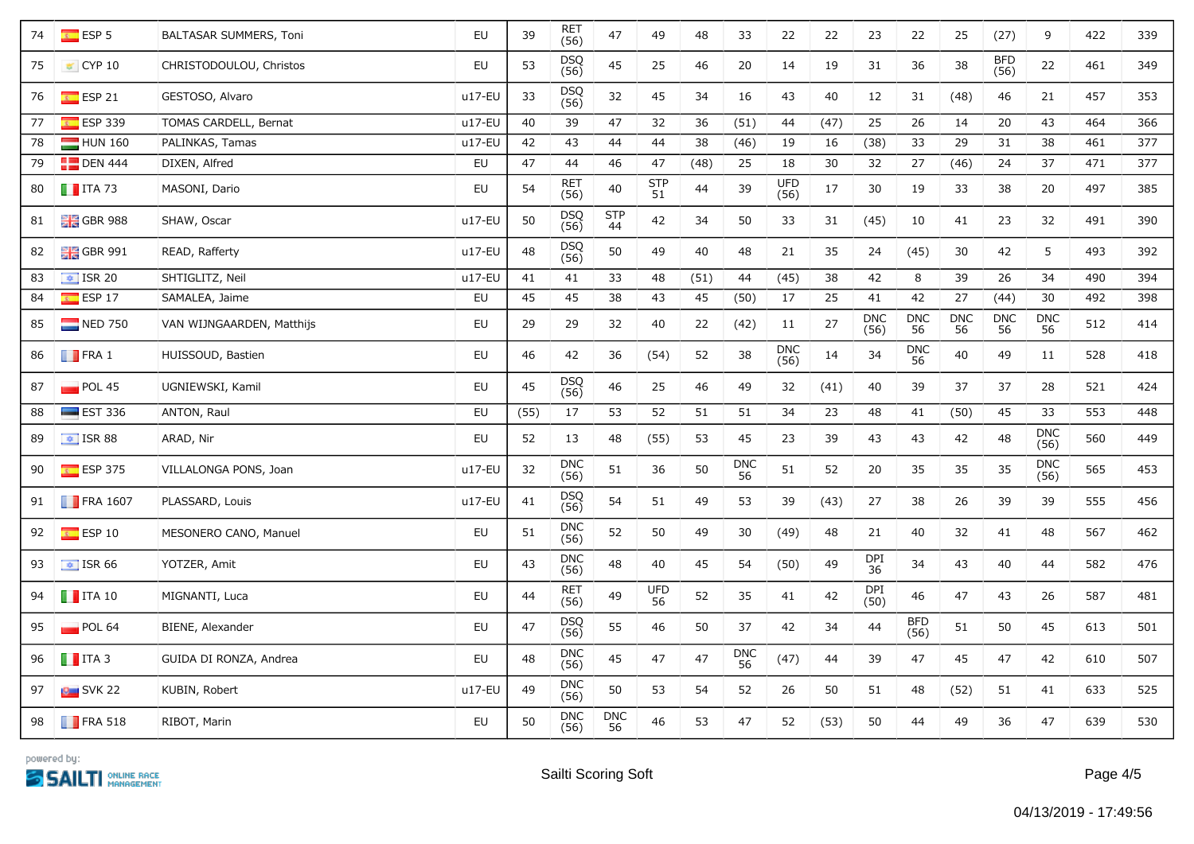| 74 | ESP 5 | BALTASAR SUMMERS, Toni | EU | 39 | RET (56) | 47 | 49 | 48 | 33 | 22 | 22 | 23 | 22 | 25 | (27) | 9 | 422 | 339 |
|---|---|---|---|---|---|---|---|---|---|---|---|---|---|---|---|---|---|---|
| 75 | CYP 10 | CHRISTODOULOU, Christos | EU | 53 | DSQ (56) | 45 | 25 | 46 | 20 | 14 | 19 | 31 | 36 | 38 | BFD (56) | 22 | 461 | 349 |
| 76 | ESP 21 | GESTOSO, Alvaro | u17-EU | 33 | DSQ (56) | 32 | 45 | 34 | 16 | 43 | 40 | 12 | 31 | (48) | 46 | 21 | 457 | 353 |
| 77 | ESP 339 | TOMAS CARDELL, Bernat | u17-EU | 40 | 39 | 47 | 32 | 36 | (51) | 44 | (47) | 25 | 26 | 14 | 20 | 43 | 464 | 366 |
| 78 | HUN 160 | PALINKAS, Tamas | u17-EU | 42 | 43 | 44 | 44 | 38 | (46) | 19 | 16 | (38) | 33 | 29 | 31 | 38 | 461 | 377 |
| 79 | DEN 444 | DIXEN, Alfred | EU | 47 | 44 | 46 | 47 | (48) | 25 | 18 | 30 | 32 | 27 | (46) | 24 | 37 | 471 | 377 |
| 80 | ITA 73 | MASONI, Dario | EU | 54 | RET (56) | 40 | STP 51 | 44 | 39 | UFD (56) | 17 | 30 | 19 | 33 | 38 | 20 | 497 | 385 |
| 81 | GBR 988 | SHAW, Oscar | u17-EU | 50 | DSQ (56) | STP 44 | 42 | 34 | 50 | 33 | 31 | (45) | 10 | 41 | 23 | 32 | 491 | 390 |
| 82 | GBR 991 | READ, Rafferty | u17-EU | 48 | DSQ (56) | 50 | 49 | 40 | 48 | 21 | 35 | 24 | (45) | 30 | 42 | 5 | 493 | 392 |
| 83 | ISR 20 | SHTIGLITZ, Neil | u17-EU | 41 | 41 | 33 | 48 | (51) | 44 | (45) | 38 | 42 | 8 | 39 | 26 | 34 | 490 | 394 |
| 84 | ESP 17 | SAMALEA, Jaime | EU | 45 | 45 | 38 | 43 | 45 | (50) | 17 | 25 | 41 | 42 | 27 | (44) | 30 | 492 | 398 |
| 85 | NED 750 | VAN WIJNGAARDEN, Matthijs | EU | 29 | 29 | 32 | 40 | 22 | (42) | 11 | 27 | DNC (56) | DNC 56 | DNC 56 | DNC 56 | DNC 56 | 512 | 414 |
| 86 | FRA 1 | HUISSOUD, Bastien | EU | 46 | 42 | 36 | (54) | 52 | 38 | DNC (56) | 14 | 34 | DNC 56 | 40 | 49 | 11 | 528 | 418 |
| 87 | POL 45 | UGNIEWSKI, Kamil | EU | 45 | DSQ (56) | 46 | 25 | 46 | 49 | 32 | (41) | 40 | 39 | 37 | 37 | 28 | 521 | 424 |
| 88 | EST 336 | ANTON, Raul | EU | (55) | 17 | 53 | 52 | 51 | 51 | 34 | 23 | 48 | 41 | (50) | 45 | 33 | 553 | 448 |
| 89 | ISR 88 | ARAD, Nir | EU | 52 | 13 | 48 | (55) | 53 | 45 | 23 | 39 | 43 | 43 | 42 | 48 | DNC (56) | 560 | 449 |
| 90 | ESP 375 | VILLALONGA PONS, Joan | u17-EU | 32 | DNC (56) | 51 | 36 | 50 | DNC 56 | 51 | 52 | 20 | 35 | 35 | 35 | DNC (56) | 565 | 453 |
| 91 | FRA 1607 | PLASSARD, Louis | u17-EU | 41 | DSQ (56) | 54 | 51 | 49 | 53 | 39 | (43) | 27 | 38 | 26 | 39 | 39 | 555 | 456 |
| 92 | ESP 10 | MESONERO CANO, Manuel | EU | 51 | DNC (56) | 52 | 50 | 49 | 30 | (49) | 48 | 21 | 40 | 32 | 41 | 48 | 567 | 462 |
| 93 | ISR 66 | YOTZER, Amit | EU | 43 | DNC (56) | 48 | 40 | 45 | 54 | (50) | 49 | DPI 36 | 34 | 43 | 40 | 44 | 582 | 476 |
| 94 | ITA 10 | MIGNANTI, Luca | EU | 44 | RET (56) | 49 | UFD 56 | 52 | 35 | 41 | 42 | DPI (50) | 46 | 47 | 43 | 26 | 587 | 481 |
| 95 | POL 64 | BIENE, Alexander | EU | 47 | DSQ (56) | 55 | 46 | 50 | 37 | 42 | 34 | 44 | BFD (56) | 51 | 50 | 45 | 613 | 501 |
| 96 | ITA 3 | GUIDA DI RONZA, Andrea | EU | 48 | DNC (56) | 45 | 47 | 47 | DNC 56 | (47) | 44 | 39 | 47 | 45 | 47 | 42 | 610 | 507 |
| 97 | SVK 22 | KUBIN, Robert | u17-EU | 49 | DNC (56) | 50 | 53 | 54 | 52 | 26 | 50 | 51 | 48 | (52) | 51 | 41 | 633 | 525 |
| 98 | FRA 518 | RIBOT, Marin | EU | 50 | DNC (56) | DNC 56 | 46 | 53 | 47 | 52 | (53) | 50 | 44 | 49 | 36 | 47 | 639 | 530 |

powered by: SAILTI ONLINE RACE MANAGEMENT

Sailti Scoring Soft

04/13/2019 - 17:49:56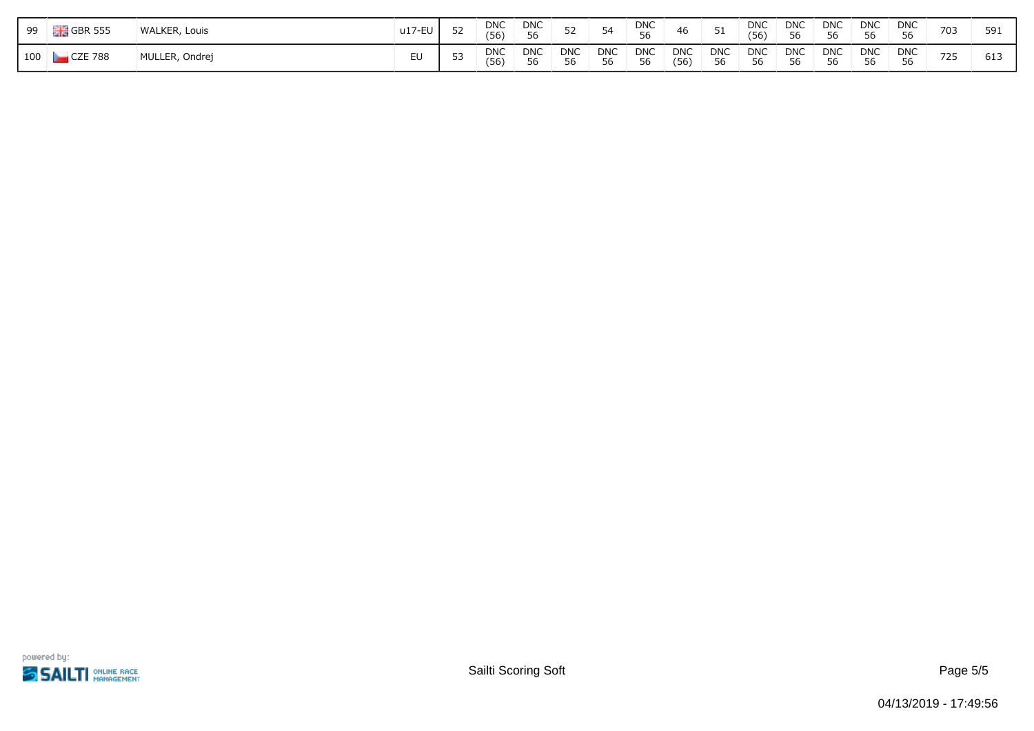| | | | | | | | | | | | | | | | | | | |
|---|---|---|---|---|---|---|---|---|---|---|---|---|---|---|---|---|---|---|
| 99 | GBR 555 | WALKER, Louis | u17-EU | 52 | DNC (56) | DNC 56 | 52 | 54 | DNC 56 | 46 | 51 | DNC (56) | DNC 56 | DNC 56 | DNC 56 | DNC 56 | 703 | 591 |
| 100 | CZE 788 | MULLER, Ondrej | EU | 53 | DNC (56) | DNC 56 | DNC 56 | DNC 56 | DNC 56 | DNC (56) | DNC 56 | DNC 56 | DNC 56 | DNC 56 | DNC 56 | DNC 56 | 725 | 613 |

powered by: SAILTI ONLINE RACE MANAGEMENT

Sailti Scoring Soft

04/13/2019 - 17:49:56